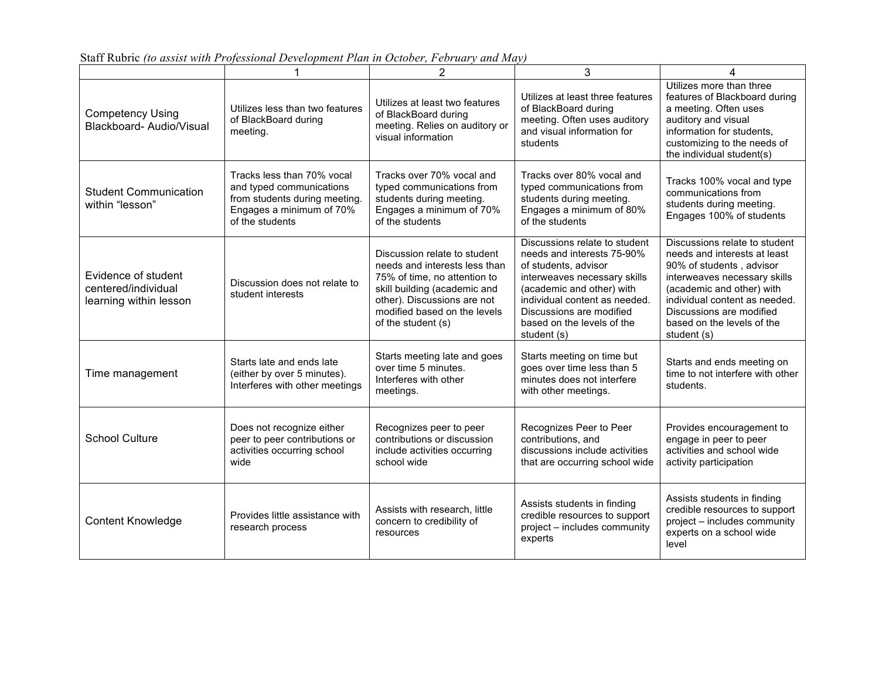Staff Rubric *(to assist with Professional Development Plan in October, February and May)*

| | 1 | 2 | 3 | 4 |
|---|---|---|---|---|
| Competency Using Blackboard- Audio/Visual | Utilizes less than two features of BlackBoard during meeting. | Utilizes at least two features of BlackBoard during meeting. Relies on auditory or visual information | Utilizes at least three features of BlackBoard during meeting. Often uses auditory and visual information for students | Utilizes more than three features of Blackboard during a meeting. Often uses auditory and visual information for students, customizing to the needs of the individual student(s) |
| Student Communication within "lesson" | Tracks less than 70% vocal and typed communications from students during meeting. Engages a minimum of 70% of the students | Tracks over 70% vocal and typed communications from students during meeting. Engages a minimum of 70% of the students | Tracks over 80% vocal and typed communications from students during meeting. Engages a minimum of 80% of the students | Tracks 100% vocal and type communications from students during meeting. Engages 100% of students |
| Evidence of student centered/individual learning within lesson | Discussion does not relate to student interests | Discussion relate to student needs and interests less than 75% of time, no attention to skill building (academic and other). Discussions are not modified based on the levels of the student (s) | Discussions relate to student needs and interests 75-90% of students, advisor interweaves necessary skills (academic and other) with individual content as needed. Discussions are modified based on the levels of the student (s) | Discussions relate to student needs and interests at least 90% of students , advisor interweaves necessary skills (academic and other) with individual content as needed. Discussions are modified based on the levels of the student (s) |
| Time management | Starts late and ends late (either by over 5 minutes). Interferes with other meetings | Starts meeting late and goes over time 5 minutes. Interferes with other meetings. | Starts meeting on time but goes over time less than 5 minutes does not interfere with other meetings. | Starts and ends meeting on time to not interfere with other students. |
| School Culture | Does not recognize either peer to peer contributions or activities occurring school wide | Recognizes peer to peer contributions or discussion include activities occurring school wide | Recognizes Peer to Peer contributions, and discussions include activities that are occurring school wide | Provides encouragement to engage in peer to peer activities and school wide activity participation |
| Content Knowledge | Provides little assistance with research process | Assists with research, little concern to credibility of resources | Assists students in finding credible resources to support project – includes community experts | Assists students in finding credible resources to support project – includes community experts on a school wide level |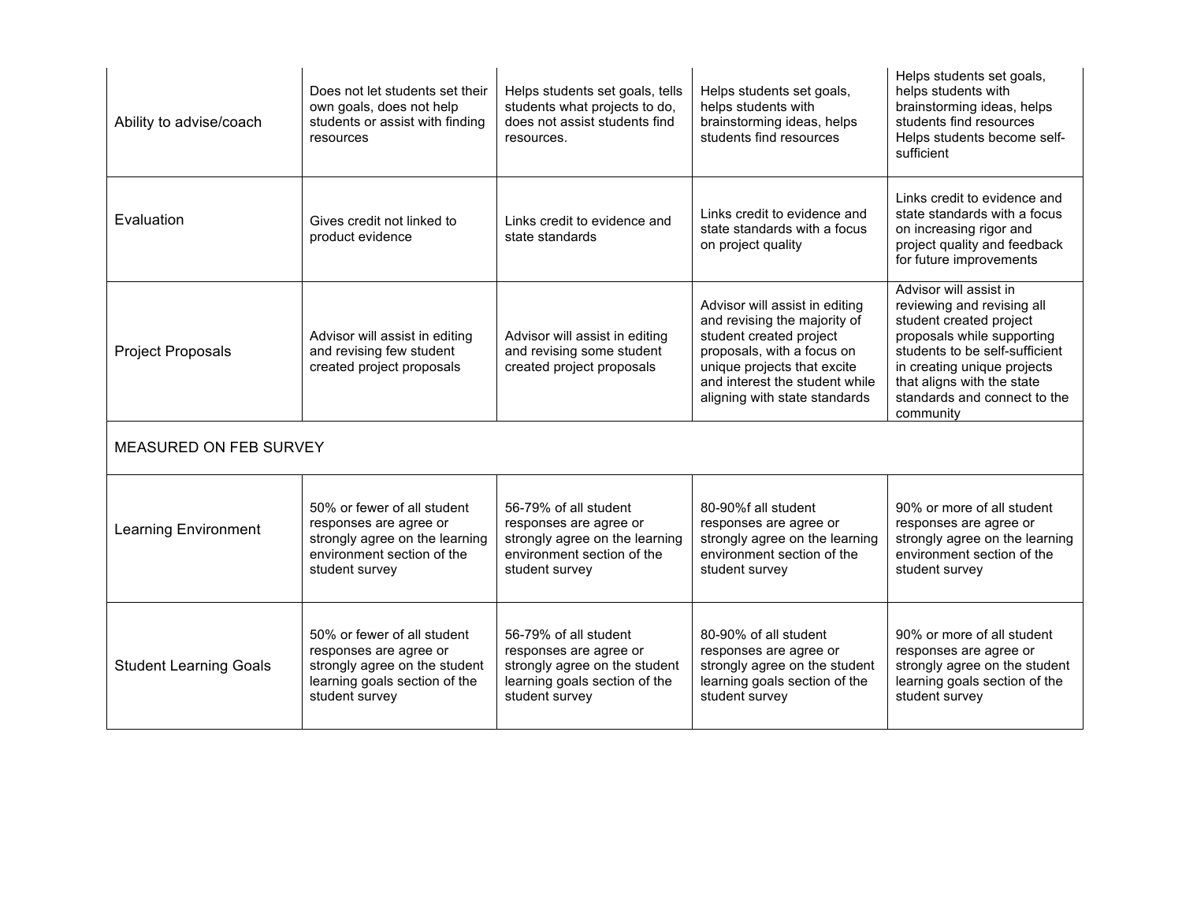| | | | | |
|---|---|---|---|---|
| Ability to advise/coach | Does not let students set their own goals, does not help students or assist with finding resources | Helps students set goals, tells students what projects to do, does not assist students find resources. | Helps students set goals, helps students with brainstorming ideas, helps students find resources | Helps students set goals, helps students with brainstorming ideas, helps students find resources Helps students become self-sufficient |
| Evaluation | Gives credit not linked to product evidence | Links credit to evidence and state standards | Links credit to evidence and state standards with a focus on project quality | Links credit to evidence and state standards with a focus on increasing rigor and project quality and feedback for future improvements |
| Project Proposals | Advisor will assist in editing and revising few student created project proposals | Advisor will assist in editing and revising some student created project proposals | Advisor will assist in editing and revising the majority of student created project proposals, with a focus on unique projects that excite and interest the student while aligning with state standards | Advisor will assist in reviewing and revising all student created project proposals while supporting students to be self-sufficient in creating unique projects that aligns with the state standards and connect to the community |
| MEASURED ON FEB SURVEY | | | | |
| Learning Environment | 50% or fewer of all student responses are agree or strongly agree on the learning environment section of the student survey | 56-79% of all student responses are agree or strongly agree on the learning environment section of the student survey | 80-90%f all student responses are agree or strongly agree on the learning environment section of the student survey | 90% or more of all student responses are agree or strongly agree on the learning environment section of the student survey |
| Student Learning Goals | 50% or fewer of all student responses are agree or strongly agree on the student learning goals section of the student survey | 56-79% of all student responses are agree or strongly agree on the student learning goals section of the student survey | 80-90% of all student responses are agree or strongly agree on the student learning goals section of the student survey | 90% or more of all student responses are agree or strongly agree on the student learning goals section of the student survey |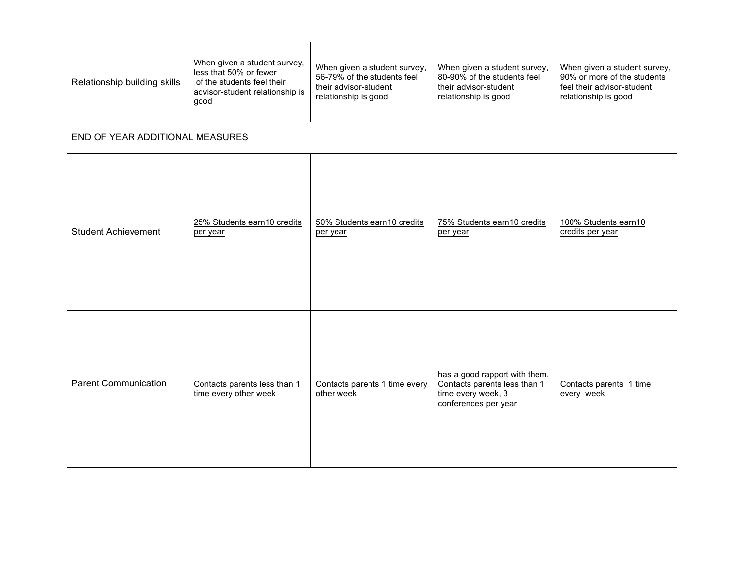| Relationship building skills | When given a student survey, less that 50% or fewer of the students feel their advisor-student relationship is good | When given a student survey, 56-79% of the students feel their advisor-student relationship is good | When given a student survey, 80-90% of the students feel their advisor-student relationship is good | When given a student survey, 90% or more of the students feel their advisor-student relationship is good |
|---|---|---|---|---|
| END OF YEAR ADDITIONAL MEASURES | | | | |
| Student Achievement | 25% Students earn10 credits per year | 50% Students earn10 credits per year | 75% Students earn10 credits per year | 100% Students earn10 credits per year |
| Parent Communication | Contacts parents less than 1 time every other week | Contacts parents 1 time every other week | has a good rapport with them. Contacts parents less than 1 time every week, 3 conferences per year | Contacts parents 1 time every week |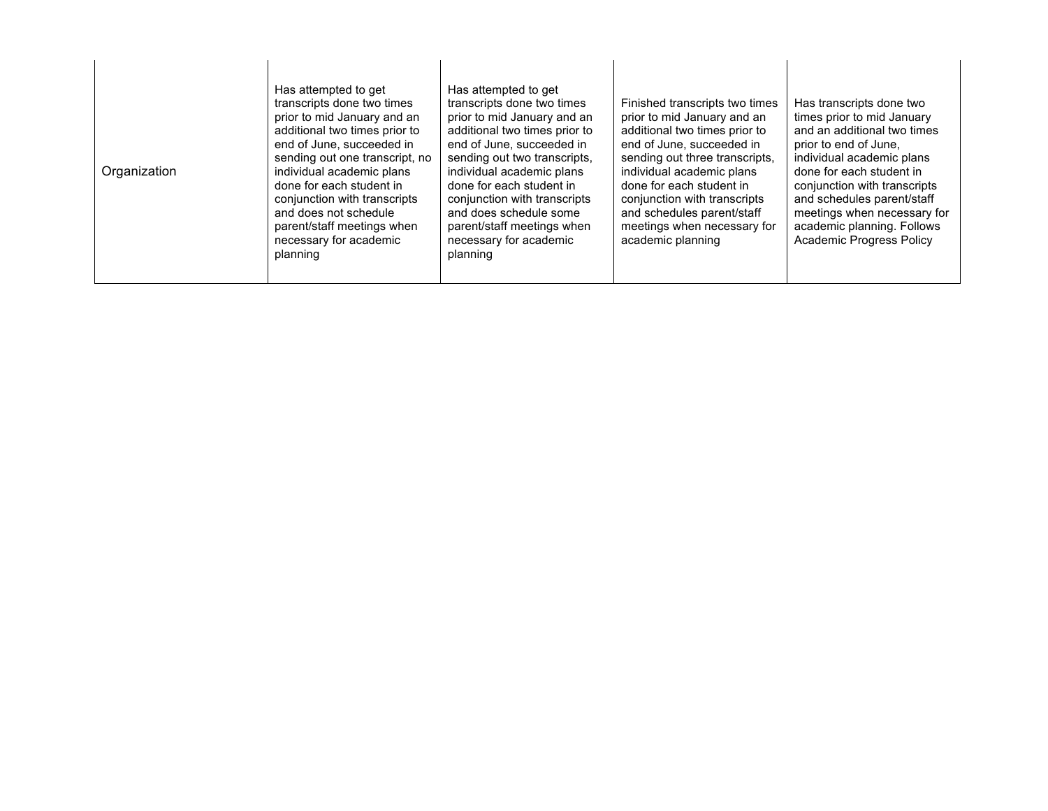| | | | | |
|---|---|---|---|---|
| Organization | Has attempted to get transcripts done two times prior to mid January and an additional two times prior to end of June, succeeded in sending out one transcript, no individual academic plans done for each student in conjunction with transcripts and does not schedule parent/staff meetings when necessary for academic planning | Has attempted to get transcripts done two times prior to mid January and an additional two times prior to end of June, succeeded in sending out two transcripts, individual academic plans done for each student in conjunction with transcripts and does schedule some parent/staff meetings when necessary for academic planning | Finished transcripts two times prior to mid January and an additional two times prior to end of June, succeeded in sending out three transcripts, individual academic plans done for each student in conjunction with transcripts and schedules parent/staff meetings when necessary for academic planning | Has transcripts done two times prior to mid January and an additional two times prior to end of June, individual academic plans done for each student in conjunction with transcripts and schedules parent/staff meetings when necessary for academic planning. Follows Academic Progress Policy |